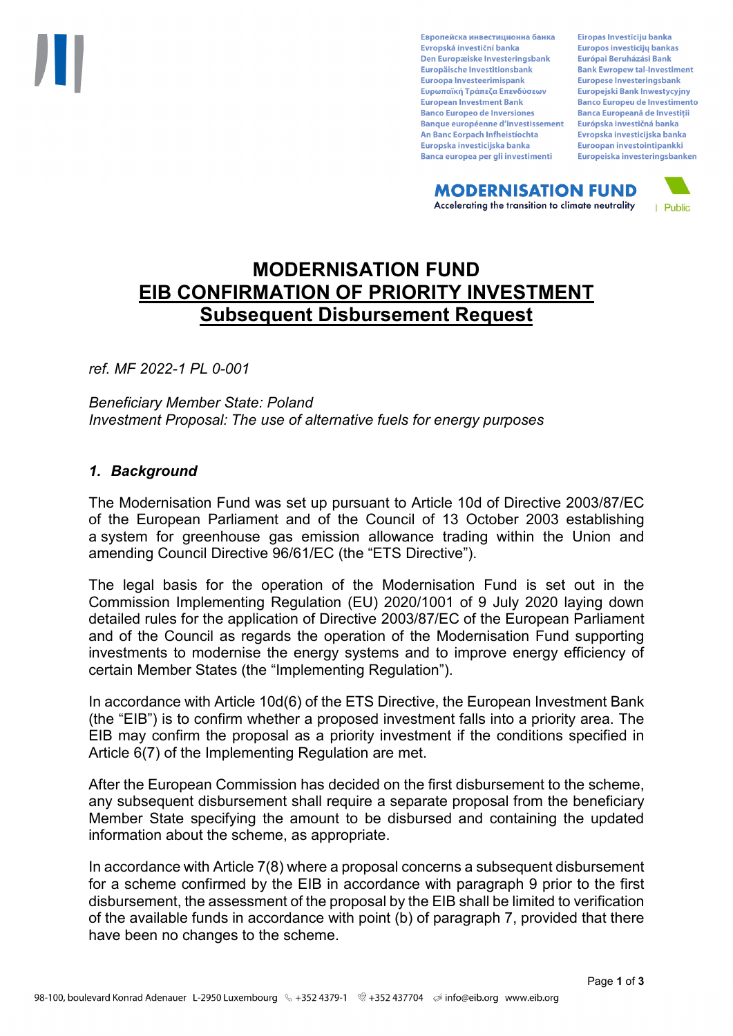# MODERNISATION FUND
## EIB CONFIRMATION OF PRIORITY INVESTMENT
## Subsequent Disbursement Request

*ref. MF 2022-1 PL 0-001*

*Beneficiary Member State: Poland*
*Investment Proposal: The use of alternative fuels for energy purposes*

### *1. Background*

The Modernisation Fund was set up pursuant to Article 10d of Directive 2003/87/EC of the European Parliament and of the Council of 13 October 2003 establishing a system for greenhouse gas emission allowance trading within the Union and amending Council Directive 96/61/EC (the "ETS Directive").

The legal basis for the operation of the Modernisation Fund is set out in the Commission Implementing Regulation (EU) 2020/1001 of 9 July 2020 laying down detailed rules for the application of Directive 2003/87/EC of the European Parliament and of the Council as regards the operation of the Modernisation Fund supporting investments to modernise the energy systems and to improve energy efficiency of certain Member States (the "Implementing Regulation").

In accordance with Article 10d(6) of the ETS Directive, the European Investment Bank (the "EIB") is to confirm whether a proposed investment falls into a priority area. The EIB may confirm the proposal as a priority investment if the conditions specified in Article 6(7) of the Implementing Regulation are met.

After the European Commission has decided on the first disbursement to the scheme, any subsequent disbursement shall require a separate proposal from the beneficiary Member State specifying the amount to be disbursed and containing the updated information about the scheme, as appropriate.

In accordance with Article 7(8) where a proposal concerns a subsequent disbursement for a scheme confirmed by the EIB in accordance with paragraph 9 prior to the first disbursement, the assessment of the proposal by the EIB shall be limited to verification of the available funds in accordance with point (b) of paragraph 7, provided that there have been no changes to the scheme.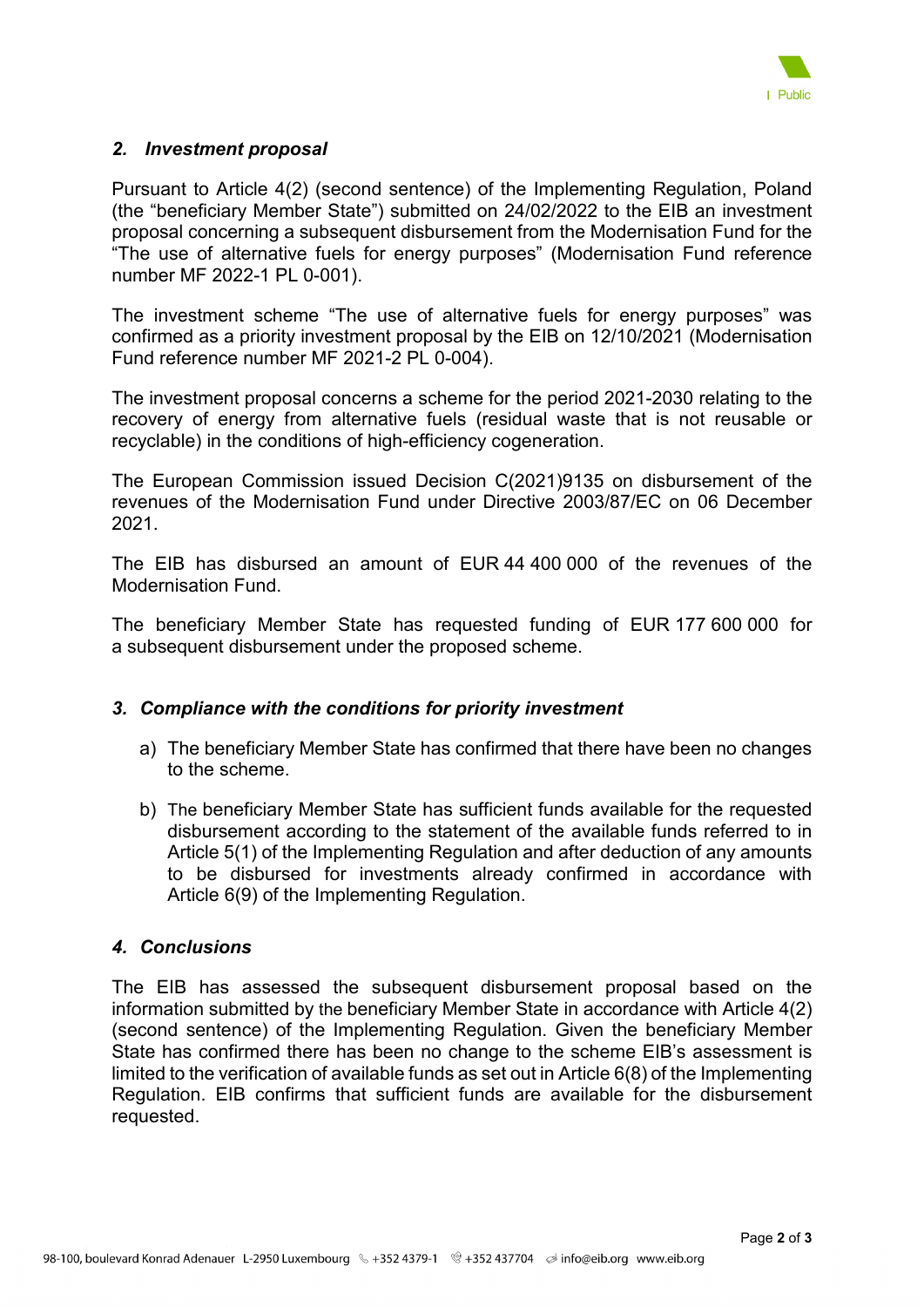## *2. Investment proposal*

Pursuant to Article 4(2) (second sentence) of the Implementing Regulation, Poland (the "beneficiary Member State") submitted on 24/02/2022 to the EIB an investment proposal concerning a subsequent disbursement from the Modernisation Fund for the "The use of alternative fuels for energy purposes" (Modernisation Fund reference number MF 2022-1 PL 0-001).

The investment scheme "The use of alternative fuels for energy purposes" was confirmed as a priority investment proposal by the EIB on 12/10/2021 (Modernisation Fund reference number MF 2021-2 PL 0-004).

The investment proposal concerns a scheme for the period 2021-2030 relating to the recovery of energy from alternative fuels (residual waste that is not reusable or recyclable) in the conditions of high-efficiency cogeneration.

The European Commission issued Decision C(2021)9135 on disbursement of the revenues of the Modernisation Fund under Directive 2003/87/EC on 06 December 2021.

The EIB has disbursed an amount of EUR 44 400 000 of the revenues of the Modernisation Fund.

The beneficiary Member State has requested funding of EUR 177 600 000 for a subsequent disbursement under the proposed scheme.

## *3. Compliance with the conditions for priority investment*

a) The beneficiary Member State has confirmed that there have been no changes to the scheme.

b) The beneficiary Member State has sufficient funds available for the requested disbursement according to the statement of the available funds referred to in Article 5(1) of the Implementing Regulation and after deduction of any amounts to be disbursed for investments already confirmed in accordance with Article 6(9) of the Implementing Regulation.

## *4. Conclusions*

The EIB has assessed the subsequent disbursement proposal based on the information submitted by the beneficiary Member State in accordance with Article 4(2) (second sentence) of the Implementing Regulation. Given the beneficiary Member State has confirmed there has been no change to the scheme EIB's assessment is limited to the verification of available funds as set out in Article 6(8) of the Implementing Regulation. EIB confirms that sufficient funds are available for the disbursement requested.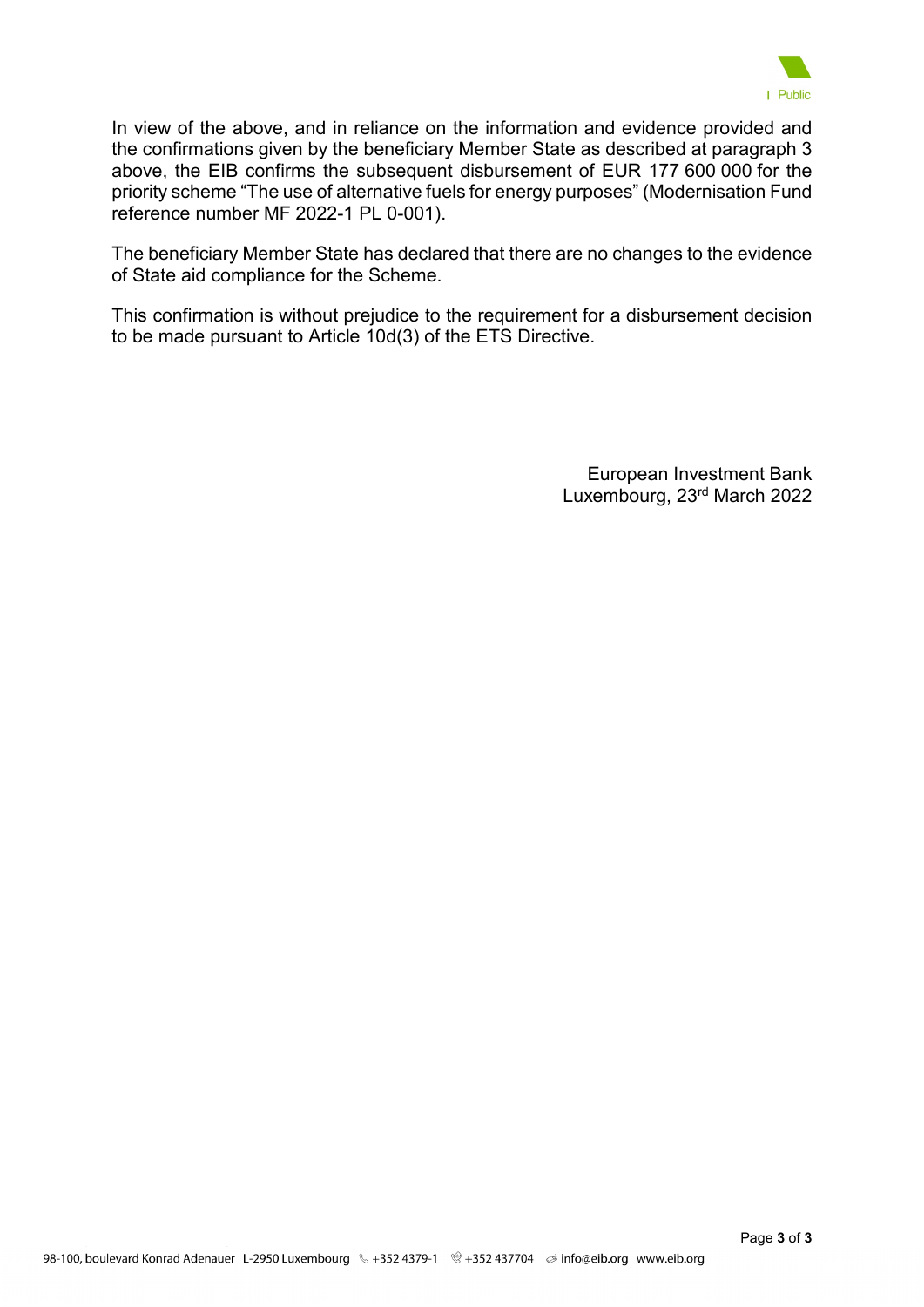In view of the above, and in reliance on the information and evidence provided and the confirmations given by the beneficiary Member State as described at paragraph 3 above, the EIB confirms the subsequent disbursement of EUR 177 600 000 for the priority scheme "The use of alternative fuels for energy purposes" (Modernisation Fund reference number MF 2022-1 PL 0-001).

The beneficiary Member State has declared that there are no changes to the evidence of State aid compliance for the Scheme.

This confirmation is without prejudice to the requirement for a disbursement decision to be made pursuant to Article 10d(3) of the ETS Directive.

European Investment Bank
Luxembourg, 23rd March 2022